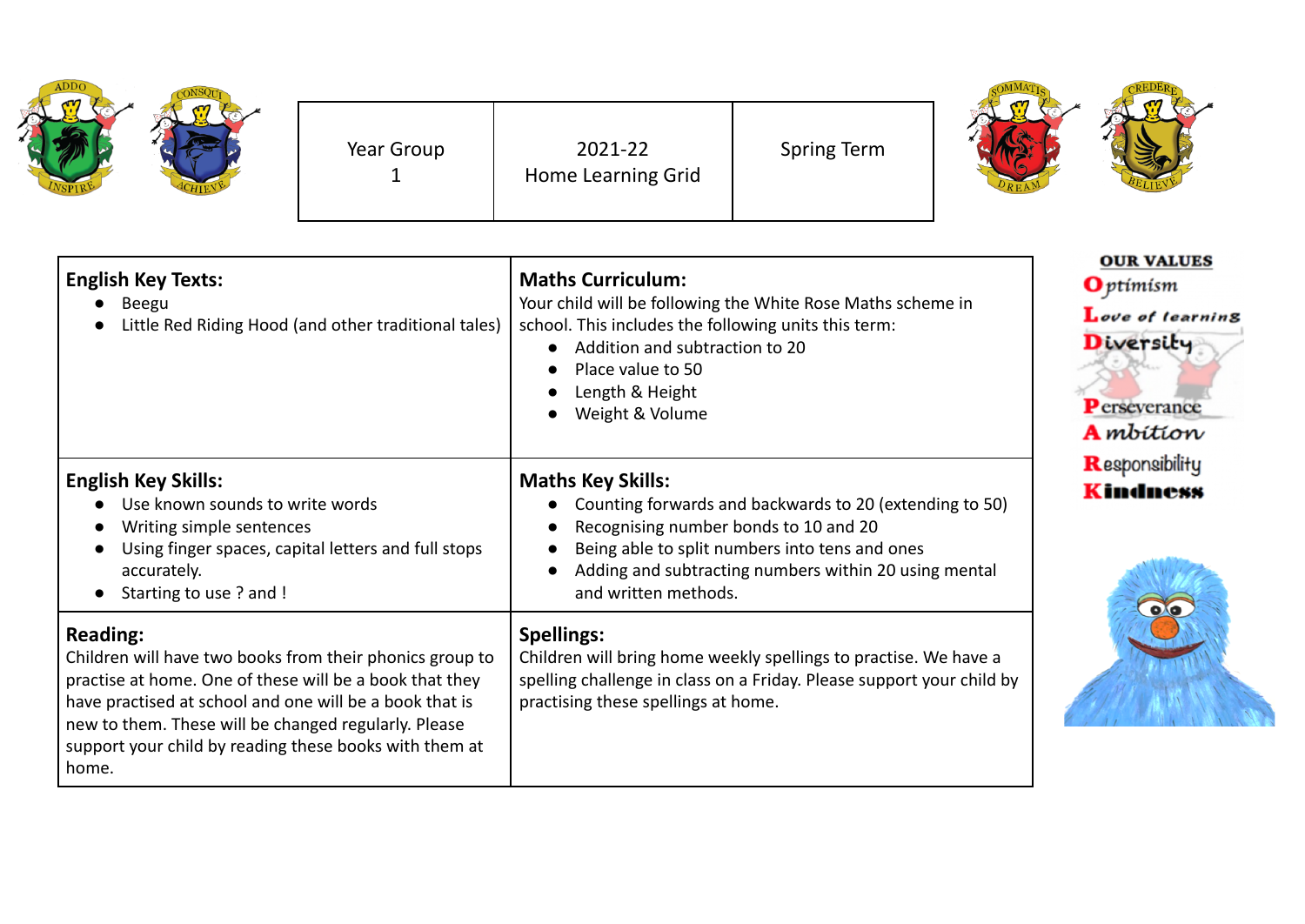| Year Group 1 | 2021-22 Home Learning Grid | Spring Term |
|---|---|---|

| **English Key Texts:** | **Maths Curriculum:** |
|---|---|
| • Beegu<br>• Little Red Riding Hood (and other traditional tales) | Your child will be following the White Rose Maths scheme in school. This includes the following units this term:<br>• Addition and subtraction to 20<br>• Place value to 50<br>• Length & Height<br>• Weight & Volume |
| **English Key Skills:**<br>• Use known sounds to write words<br>• Writing simple sentences<br>• Using finger spaces, capital letters and full stops accurately.<br>• Starting to use ? and ! | **Maths Key Skills:**<br>• Counting forwards and backwards to 20 (extending to 50)<br>• Recognising number bonds to 10 and 20<br>• Being able to split numbers into tens and ones<br>• Adding and subtracting numbers within 20 using mental and written methods. |
| **Reading:**<br>Children will have two books from their phonics group to practise at home. One of these will be a book that they have practised at school and one will be a book that is new to them. These will be changed regularly. Please support your child by reading these books with them at home. | **Spellings:**<br>Children will bring home weekly spellings to practise. We have a spelling challenge in class on a Friday. Please support your child by practising these spellings at home. |

**OUR VALUES**

- **O**ptimism
- **L**ove of learning
- **D**iversity
- **P**erseverance
- **A**mbition
- **R**esponsibility
- **K**indness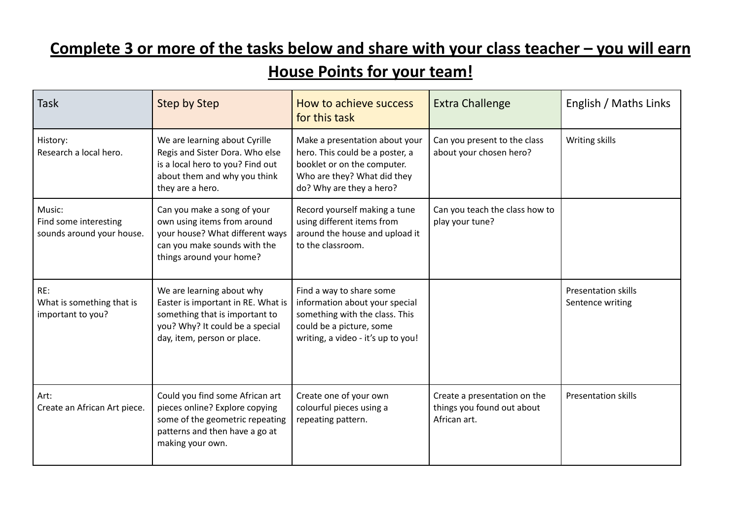**Complete 3 or more of the tasks below and share with your class teacher – you will earn House Points for your team!**

| Task | Step by Step | How to achieve success for this task | Extra Challenge | English / Maths Links |
|---|---|---|---|---|
| History:<br>Research a local hero. | We are learning about Cyrille Regis and Sister Dora. Who else is a local hero to you? Find out about them and why you think they are a hero. | Make a presentation about your hero. This could be a poster, a booklet or on the computer. Who are they? What did they do? Why are they a hero? | Can you present to the class about your chosen hero? | Writing skills |
| Music:<br>Find some interesting sounds around your house. | Can you make a song of your own using items from around your house? What different ways can you make sounds with the things around your home? | Record yourself making a tune using different items from around the house and upload it to the classroom. | Can you teach the class how to play your tune? | |
| RE:<br>What is something that is important to you? | We are learning about why Easter is important in RE. What is something that is important to you? Why? It could be a special day, item, person or place. | Find a way to share some information about your special something with the class. This could be a picture, some writing, a video - it's up to you! | | Presentation skills<br>Sentence writing |
| Art:<br>Create an African Art piece. | Could you find some African art pieces online? Explore copying some of the geometric repeating patterns and then have a go at making your own. | Create one of your own colourful pieces using a repeating pattern. | Create a presentation on the things you found out about African art. | Presentation skills |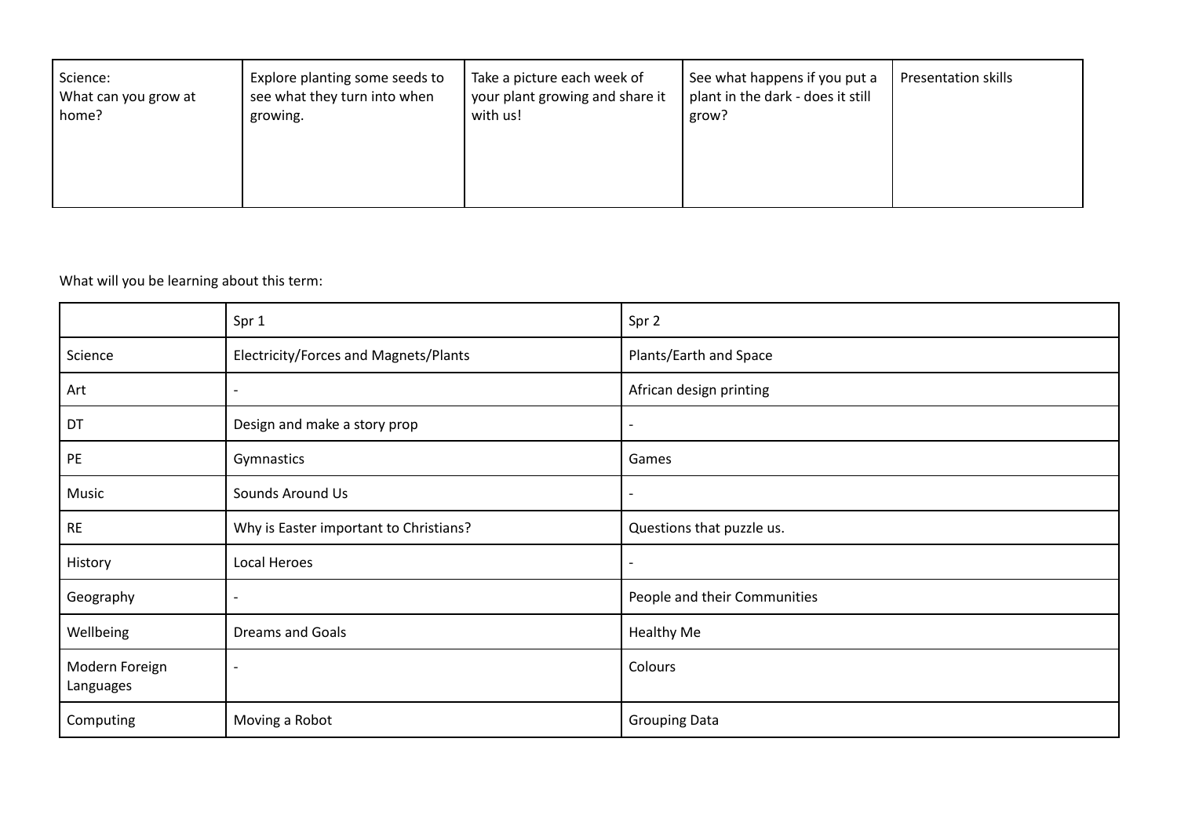| | | | | |
|---|---|---|---|---|
| Science:<br>What can you grow at home? | Explore planting some seeds to see what they turn into when growing. | Take a picture each week of your plant growing and share it with us! | See what happens if you put a plant in the dark - does it still grow? | Presentation skills |

What will you be learning about this term:

| | Spr 1 | Spr 2 |
|---|---|---|
| Science | Electricity/Forces and Magnets/Plants | Plants/Earth and Space |
| Art | - | African design printing |
| DT | Design and make a story prop | - |
| PE | Gymnastics | Games |
| Music | Sounds Around Us | - |
| RE | Why is Easter important to Christians? | Questions that puzzle us. |
| History | Local Heroes | - |
| Geography | - | People and their Communities |
| Wellbeing | Dreams and Goals | Healthy Me |
| Modern Foreign Languages | - | Colours |
| Computing | Moving a Robot | Grouping Data |